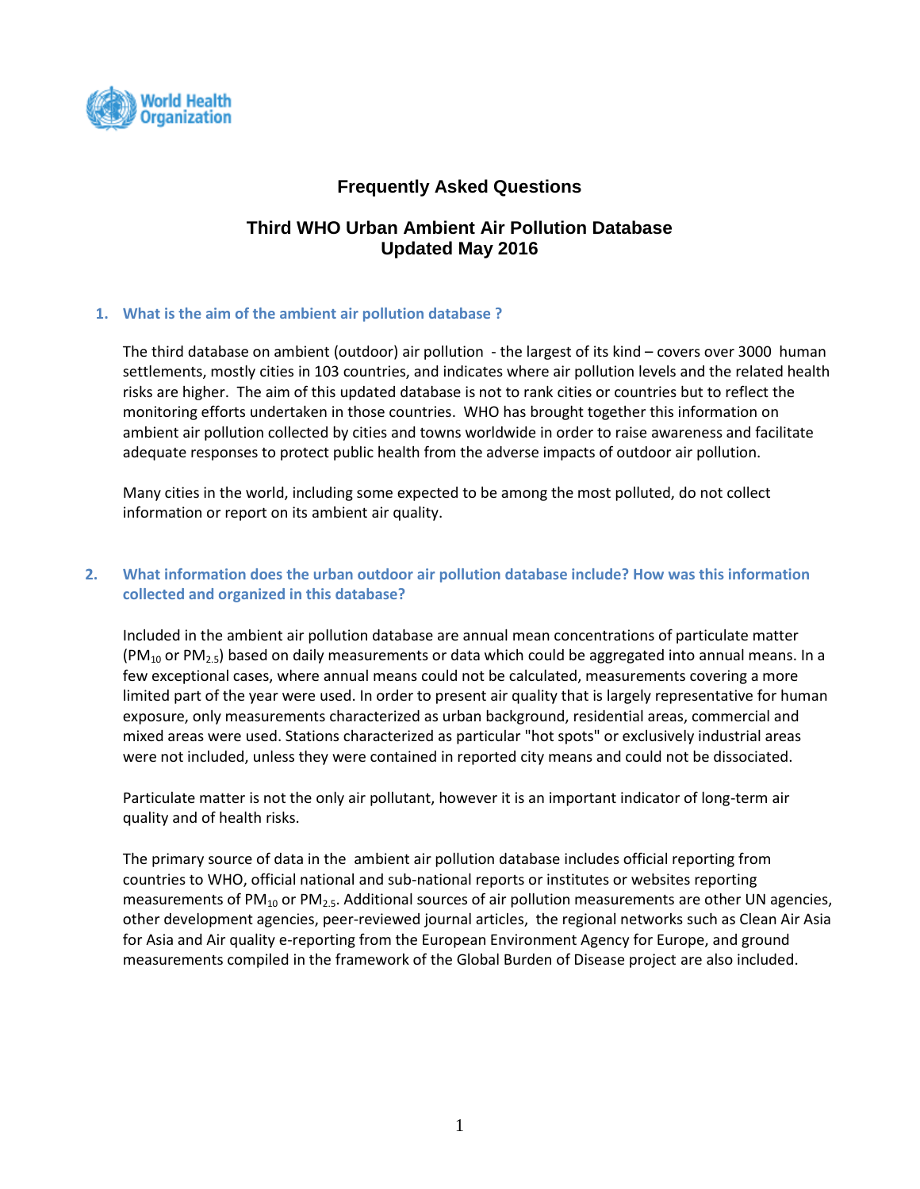World Health Organization

# Frequently Asked Questions

## Third WHO Urban Ambient Air Pollution Database
## Updated May 2016

### 1. What is the aim of the ambient air pollution database ?

The third database on ambient (outdoor) air pollution - the largest of its kind – covers over 3000 human settlements, mostly cities in 103 countries, and indicates where air pollution levels and the related health risks are higher. The aim of this updated database is not to rank cities or countries but to reflect the monitoring efforts undertaken in those countries. WHO has brought together this information on ambient air pollution collected by cities and towns worldwide in order to raise awareness and facilitate adequate responses to protect public health from the adverse impacts of outdoor air pollution.

Many cities in the world, including some expected to be among the most polluted, do not collect information or report on its ambient air quality.

### 2. What information does the urban outdoor air pollution database include? How was this information collected and organized in this database?

Included in the ambient air pollution database are annual mean concentrations of particulate matter ($PM_{10}$ or $PM_{2.5}$) based on daily measurements or data which could be aggregated into annual means. In a few exceptional cases, where annual means could not be calculated, measurements covering a more limited part of the year were used. In order to present air quality that is largely representative for human exposure, only measurements characterized as urban background, residential areas, commercial and mixed areas were used. Stations characterized as particular "hot spots" or exclusively industrial areas were not included, unless they were contained in reported city means and could not be dissociated.

Particulate matter is not the only air pollutant, however it is an important indicator of long-term air quality and of health risks.

The primary source of data in the ambient air pollution database includes official reporting from countries to WHO, official national and sub-national reports or institutes or websites reporting measurements of $PM_{10}$ or $PM_{2.5}$. Additional sources of air pollution measurements are other UN agencies, other development agencies, peer-reviewed journal articles, the regional networks such as Clean Air Asia for Asia and Air quality e-reporting from the European Environment Agency for Europe, and ground measurements compiled in the framework of the Global Burden of Disease project are also included.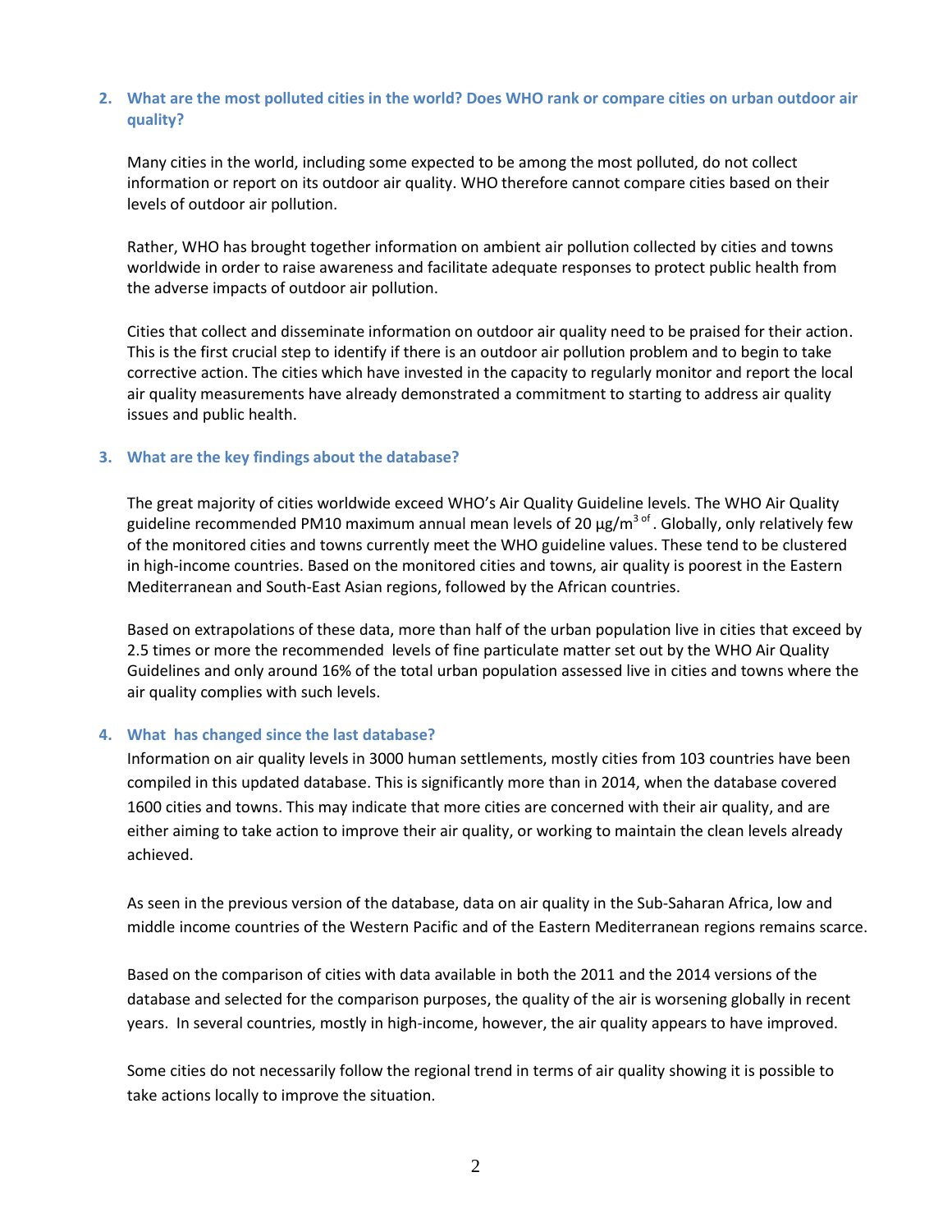## 2. What are the most polluted cities in the world? Does WHO rank or compare cities on urban outdoor air quality?

Many cities in the world, including some expected to be among the most polluted, do not collect information or report on its outdoor air quality. WHO therefore cannot compare cities based on their levels of outdoor air pollution.

Rather, WHO has brought together information on ambient air pollution collected by cities and towns worldwide in order to raise awareness and facilitate adequate responses to protect public health from the adverse impacts of outdoor air pollution.

Cities that collect and disseminate information on outdoor air quality need to be praised for their action. This is the first crucial step to identify if there is an outdoor air pollution problem and to begin to take corrective action. The cities which have invested in the capacity to regularly monitor and report the local air quality measurements have already demonstrated a commitment to starting to address air quality issues and public health.

## 3. What are the key findings about the database?

The great majority of cities worldwide exceed WHO's Air Quality Guideline levels. The WHO Air Quality guideline recommended PM10 maximum annual mean levels of 20 μg/m$^{3}$ [of] . Globally, only relatively few of the monitored cities and towns currently meet the WHO guideline values. These tend to be clustered in high-income countries. Based on the monitored cities and towns, air quality is poorest in the Eastern Mediterranean and South-East Asian regions, followed by the African countries.

Based on extrapolations of these data, more than half of the urban population live in cities that exceed by 2.5 times or more the recommended levels of fine particulate matter set out by the WHO Air Quality Guidelines and only around 16% of the total urban population assessed live in cities and towns where the air quality complies with such levels.

## 4. What has changed since the last database?

Information on air quality levels in 3000 human settlements, mostly cities from 103 countries have been compiled in this updated database. This is significantly more than in 2014, when the database covered 1600 cities and towns. This may indicate that more cities are concerned with their air quality, and are either aiming to take action to improve their air quality, or working to maintain the clean levels already achieved.

As seen in the previous version of the database, data on air quality in the Sub-Saharan Africa, low and middle income countries of the Western Pacific and of the Eastern Mediterranean regions remains scarce.

Based on the comparison of cities with data available in both the 2011 and the 2014 versions of the database and selected for the comparison purposes, the quality of the air is worsening globally in recent years. In several countries, mostly in high-income, however, the air quality appears to have improved.

Some cities do not necessarily follow the regional trend in terms of air quality showing it is possible to take actions locally to improve the situation.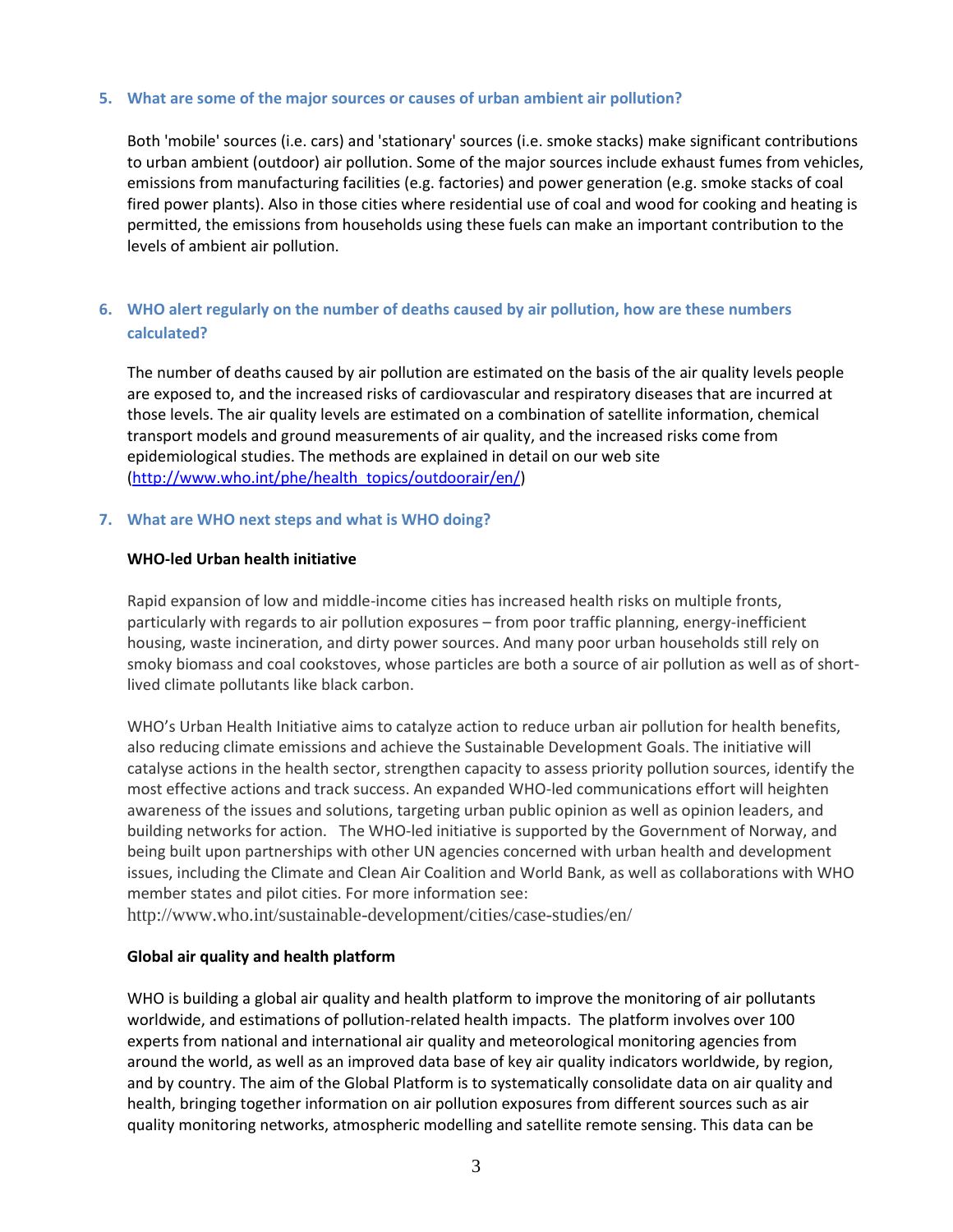5. **What are some of the major sources or causes of urban ambient air pollution?**

   Both 'mobile' sources (i.e. cars) and 'stationary' sources (i.e. smoke stacks) make significant contributions to urban ambient (outdoor) air pollution. Some of the major sources include exhaust fumes from vehicles, emissions from manufacturing facilities (e.g. factories) and power generation (e.g. smoke stacks of coal fired power plants). Also in those cities where residential use of coal and wood for cooking and heating is permitted, the emissions from households using these fuels can make an important contribution to the levels of ambient air pollution.

6. **WHO alert regularly on the number of deaths caused by air pollution, how are these numbers calculated?**

   The number of deaths caused by air pollution are estimated on the basis of the air quality levels people are exposed to, and the increased risks of cardiovascular and respiratory diseases that are incurred at those levels. The air quality levels are estimated on a combination of satellite information, chemical transport models and ground measurements of air quality, and the increased risks come from epidemiological studies. The methods are explained in detail on our web site (http://www.who.int/phe/health_topics/outdoorair/en/)

7. **What are WHO next steps and what is WHO doing?**

   **WHO-led Urban health initiative**

   Rapid expansion of low and middle-income cities has increased health risks on multiple fronts, particularly with regards to air pollution exposures – from poor traffic planning, energy-inefficient housing, waste incineration, and dirty power sources. And many poor urban households still rely on smoky biomass and coal cookstoves, whose particles are both a source of air pollution as well as of short-lived climate pollutants like black carbon.

   WHO's Urban Health Initiative aims to catalyze action to reduce urban air pollution for health benefits, also reducing climate emissions and achieve the Sustainable Development Goals. The initiative will catalyse actions in the health sector, strengthen capacity to assess priority pollution sources, identify the most effective actions and track success. An expanded WHO-led communications effort will heighten awareness of the issues and solutions, targeting urban public opinion as well as opinion leaders, and building networks for action. The WHO-led initiative is supported by the Government of Norway, and being built upon partnerships with other UN agencies concerned with urban health and development issues, including the Climate and Clean Air Coalition and World Bank, as well as collaborations with WHO member states and pilot cities. For more information see: http://www.who.int/sustainable-development/cities/case-studies/en/

   **Global air quality and health platform**

   WHO is building a global air quality and health platform to improve the monitoring of air pollutants worldwide, and estimations of pollution-related health impacts. The platform involves over 100 experts from national and international air quality and meteorological monitoring agencies from around the world, as well as an improved data base of key air quality indicators worldwide, by region, and by country. The aim of the Global Platform is to systematically consolidate data on air quality and health, bringing together information on air pollution exposures from different sources such as air quality monitoring networks, atmospheric modelling and satellite remote sensing. This data can be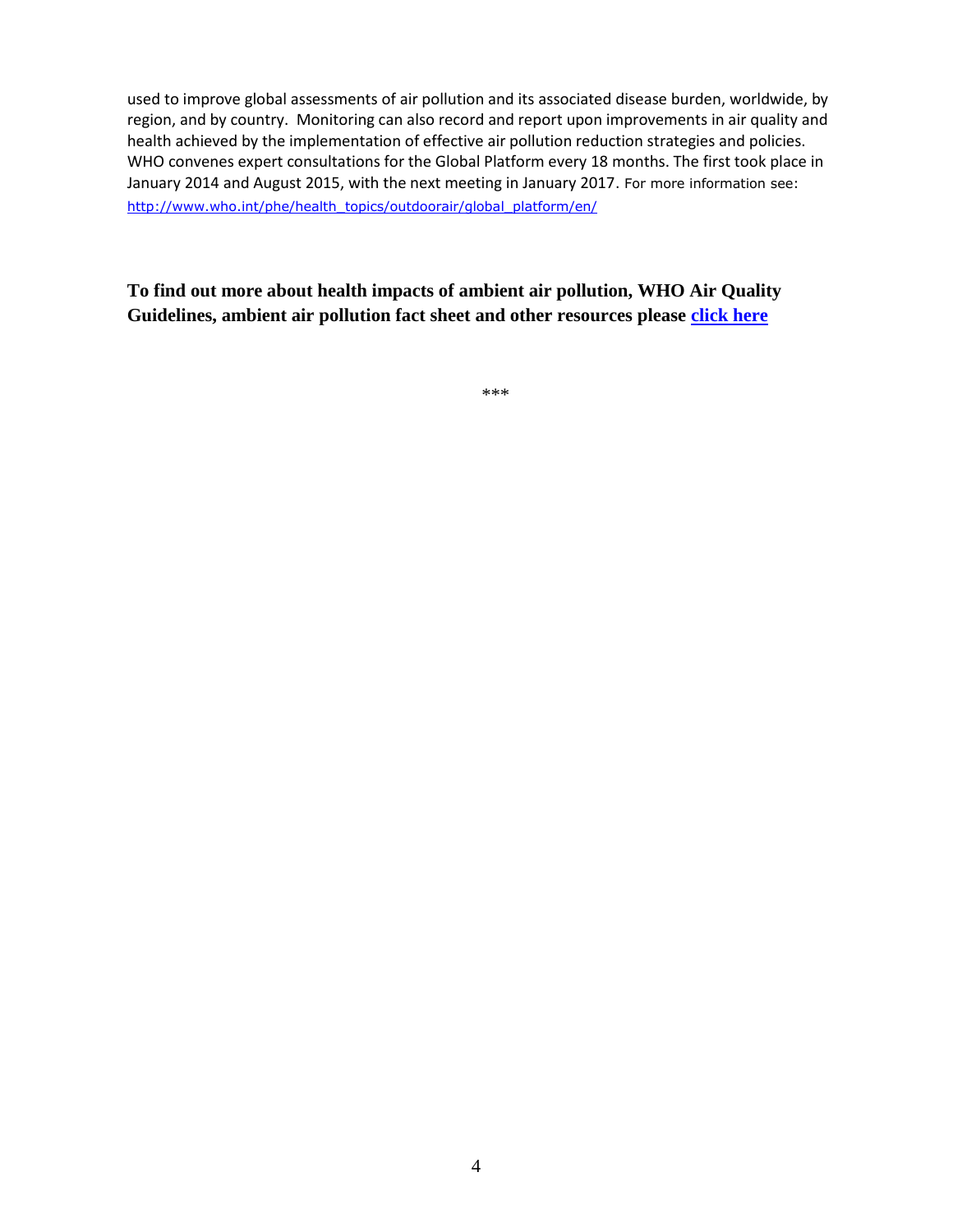used to improve global assessments of air pollution and its associated disease burden, worldwide, by region, and by country. Monitoring can also record and report upon improvements in air quality and health achieved by the implementation of effective air pollution reduction strategies and policies. WHO convenes expert consultations for the Global Platform every 18 months. The first took place in January 2014 and August 2015, with the next meeting in January 2017. For more information see: http://www.who.int/phe/health_topics/outdoorair/global_platform/en/

**To find out more about health impacts of ambient air pollution, WHO Air Quality Guidelines, ambient air pollution fact sheet and other resources please click here**

***